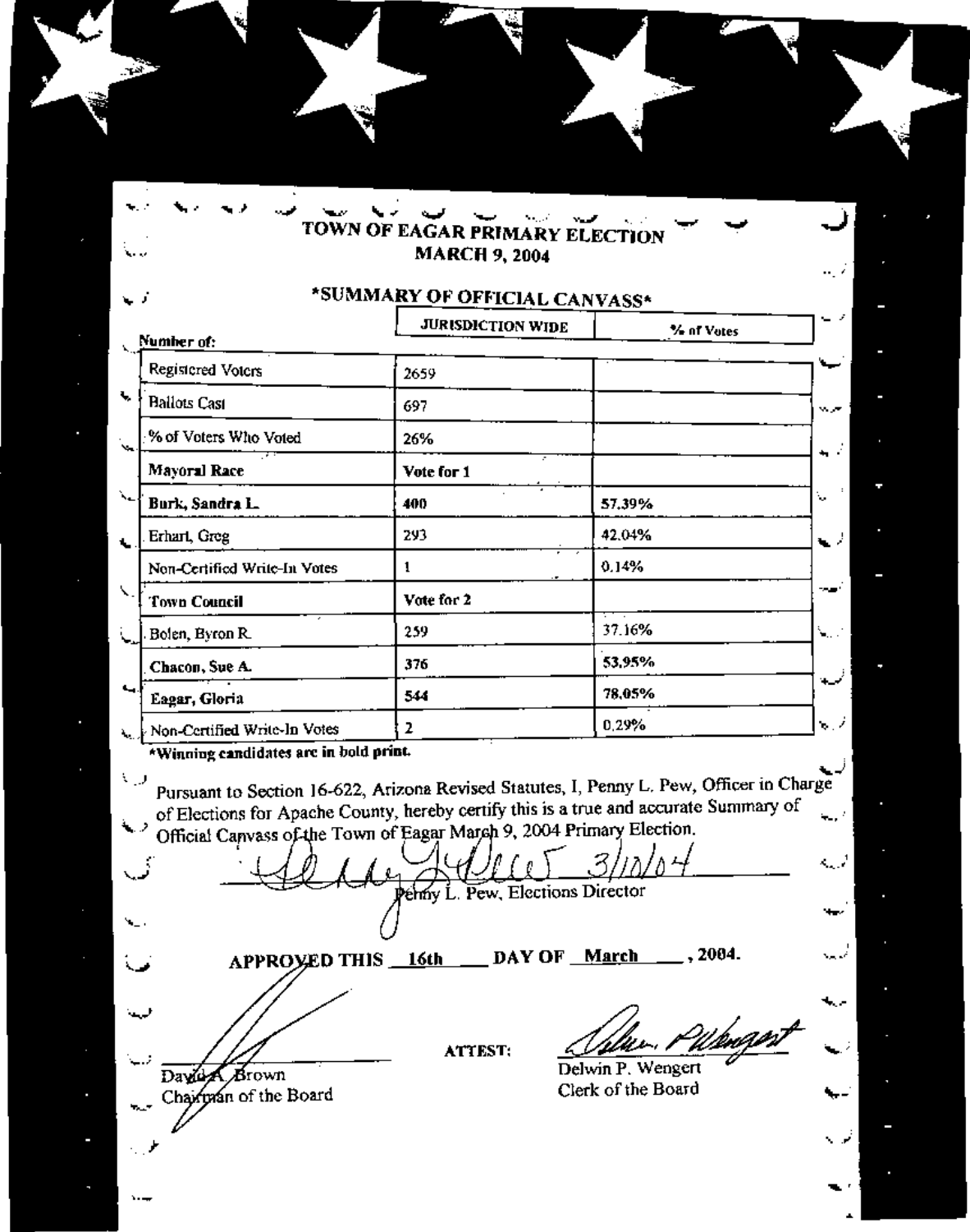# TOWN OF EAGAR PRIMARY ELECTION
## MARCH 9, 2004

### *SUMMARY OF OFFICIAL CANVASS*

| Number of: | JURISDICTION WIDE | % of Votes |
|---|---|---|
| Registered Voters | 2659 | |
| Ballots Cast | 697 | |
| % of Voters Who Voted | 26% | |
| **Mayoral Race** | **Vote for 1** | |
| **Burk, Sandra L.** | **400** | 57.39% |
| Erhart, Greg | 293 | 42.04% |
| Non-Certified Write-In Votes | 1 | 0.14% |
| **Town Council** | **Vote for 2** | |
| Bolen, Byron R. | 259 | 37.16% |
| **Chacon, Sue A.** | **376** | 53.95% |
| **Eagar, Gloria** | **544** | 78.05% |
| Non-Certified Write-In Votes | 2 | 0.29% |

***Winning candidates are in bold print.**

Pursuant to Section 16-622, Arizona Revised Statutes, I, Penny L. Pew, Officer in Charge of Elections for Apache County, hereby certify this is a true and accurate Summary of Official Canvass of the Town of Eagar March 9, 2004 Primary Election.

3/10/04

Penny L. Pew, Elections Director

**APPROVED THIS 16th DAY OF March, 2004.**

David A. Brown
Chairman of the Board

ATTEST:

Delwin P. Wengert
Clerk of the Board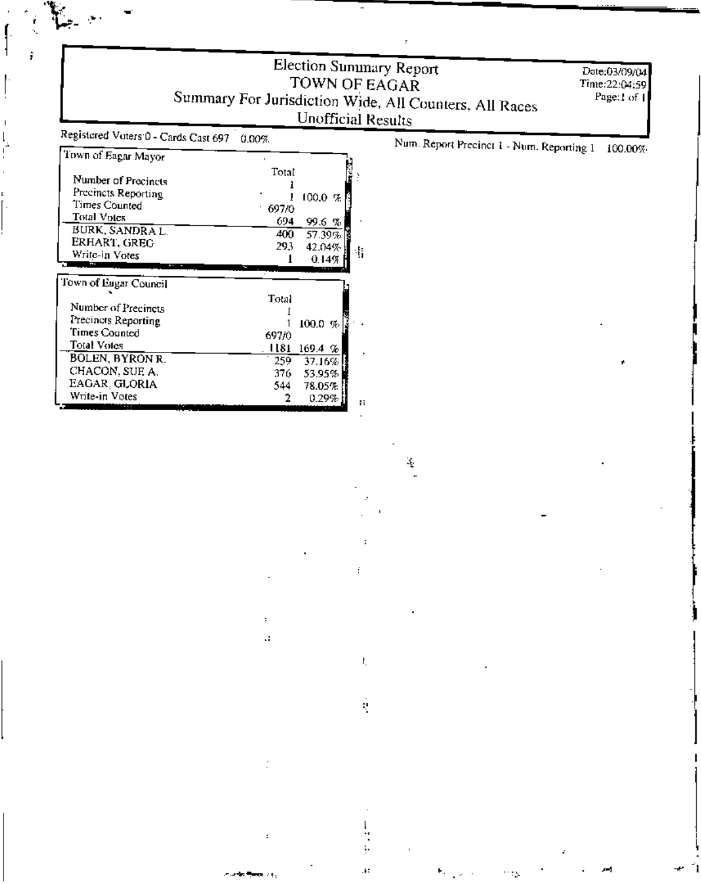# Election Summary Report
## TOWN OF EAGAR
### Summary For Jurisdiction Wide, All Counters, All Races
### Unofficial Results

Date:03/09/04
Time:22:04:59
Page:1 of 1

Registered Voters 0 - Cards Cast 697 0.00%

Num. Report Precinct 1 - Num. Reporting 1 100.00%

**Town of Eagar Mayor**

| | Total | |
|---|---|---|
| Number of Precincts | 1 | |
| Precincts Reporting | 1 | 100.0 % |
| Times Counted | 697/0 | |
| Total Votes | 694 | 99.6 % |
| BURK, SANDRA L. | 400 | 57.39% |
| ERHART, GREG | 293 | 42.04% |
| Write-in Votes | 1 | 0.14% |

**Town of Eagar Council**

| | Total | |
|---|---|---|
| Number of Precincts | 1 | |
| Precincts Reporting | 1 | 100.0 % |
| Times Counted | 697/0 | |
| Total Votes | 1181 | 169.4 % |
| BOLEN, BYRON R. | 259 | 37.16% |
| CHACON, SUE A. | 376 | 53.95% |
| EAGAR, GLORIA | 544 | 78.05% |
| Write-in Votes | 2 | 0.29% |